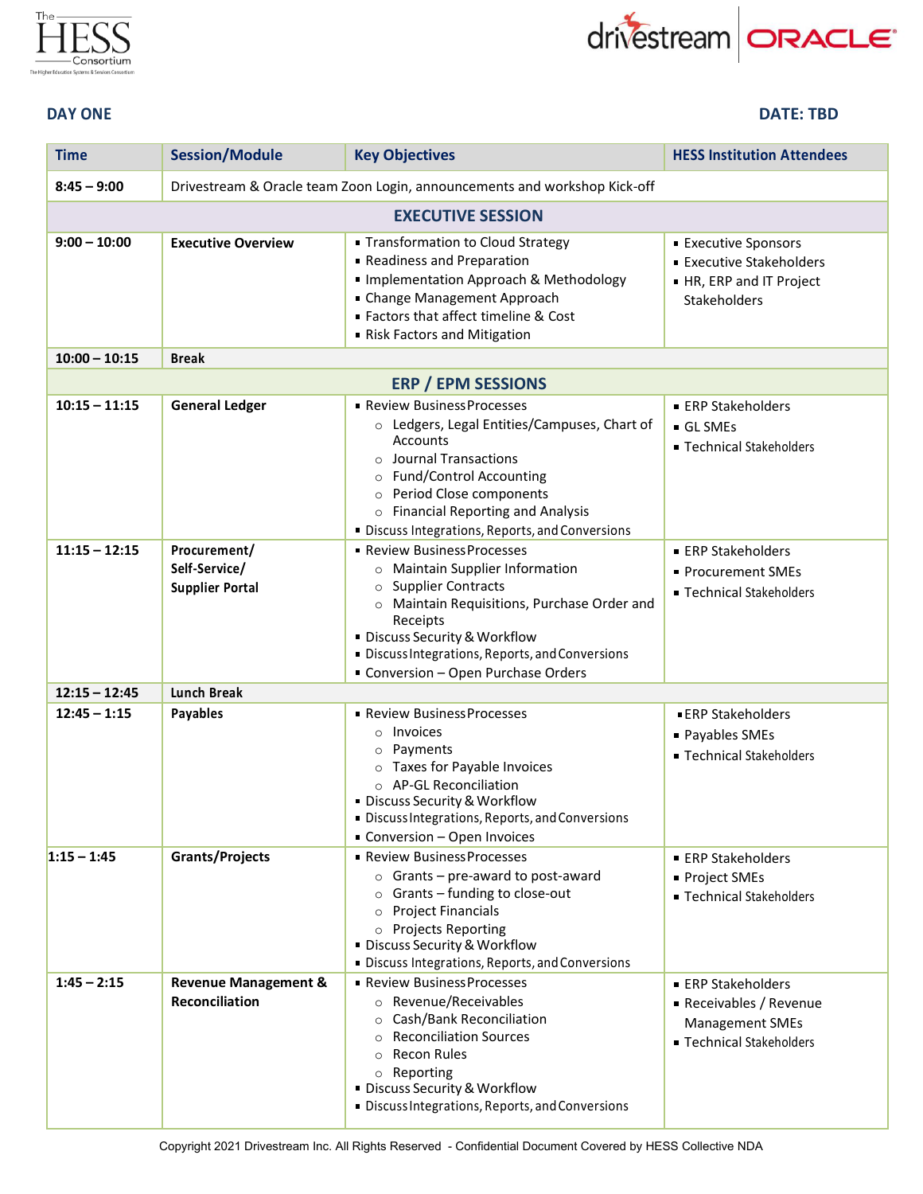The HESS Consortium — The Higher Education Systems & Services Consortium

drivestream | ORACLE

**DAY ONE** **DATE: TBD**

| Time | Session/Module | Key Objectives | HESS Institution Attendees |
|---|---|---|---|
| **8:45 – 9:00** | Drivestream & Oracle team Zoon Login, announcements and workshop Kick-off | | |
| | | **EXECUTIVE SESSION** | |
| **9:00 – 10:00** | **Executive Overview** | ▪ Transformation to Cloud Strategy<br>▪ Readiness and Preparation<br>▪ Implementation Approach & Methodology<br>▪ Change Management Approach<br>▪ Factors that affect timeline & Cost<br>▪ Risk Factors and Mitigation | ▪ Executive Sponsors<br>▪ Executive Stakeholders<br>▪ HR, ERP and IT Project Stakeholders |
| **10:00 – 10:15** | **Break** | | |
| | | **ERP / EPM SESSIONS** | |
| **10:15 – 11:15** | **General Ledger** | ▪ Review Business Processes<br>○ Ledgers, Legal Entities/Campuses, Chart of Accounts<br>○ Journal Transactions<br>○ Fund/Control Accounting<br>○ Period Close components<br>○ Financial Reporting and Analysis<br>▪ Discuss Integrations, Reports, and Conversions | ▪ ERP Stakeholders<br>▪ GL SMEs<br>▪ Technical Stakeholders |
| **11:15 – 12:15** | **Procurement/ Self-Service/ Supplier Portal** | ▪ Review Business Processes<br>○ Maintain Supplier Information<br>○ Supplier Contracts<br>○ Maintain Requisitions, Purchase Order and Receipts<br>▪ Discuss Security & Workflow<br>▪ Discuss Integrations, Reports, and Conversions<br>▪ Conversion – Open Purchase Orders | ▪ ERP Stakeholders<br>▪ Procurement SMEs<br>▪ Technical Stakeholders |
| **12:15 – 12:45** | **Lunch Break** | | |
| **12:45 – 1:15** | **Payables** | ▪ Review Business Processes<br>○ Invoices<br>○ Payments<br>○ Taxes for Payable Invoices<br>○ AP-GL Reconciliation<br>▪ Discuss Security & Workflow<br>▪ Discuss Integrations, Reports, and Conversions<br>▪ Conversion – Open Invoices | ▪ ERP Stakeholders<br>▪ Payables SMEs<br>▪ Technical Stakeholders |
| **1:15 – 1:45** | **Grants/Projects** | ▪ Review Business Processes<br>○ Grants – pre-award to post-award<br>○ Grants – funding to close-out<br>○ Project Financials<br>○ Projects Reporting<br>▪ Discuss Security & Workflow<br>▪ Discuss Integrations, Reports, and Conversions | ▪ ERP Stakeholders<br>▪ Project SMEs<br>▪ Technical Stakeholders |
| **1:45 – 2:15** | **Revenue Management & Reconciliation** | ▪ Review Business Processes<br>○ Revenue/Receivables<br>○ Cash/Bank Reconciliation<br>○ Reconciliation Sources<br>○ Recon Rules<br>○ Reporting<br>▪ Discuss Security & Workflow<br>▪ Discuss Integrations, Reports, and Conversions | ▪ ERP Stakeholders<br>▪ Receivables / Revenue Management SMEs<br>▪ Technical Stakeholders |

Copyright 2021 Drivestream Inc. All Rights Reserved - Confidential Document Covered by HESS Collective NDA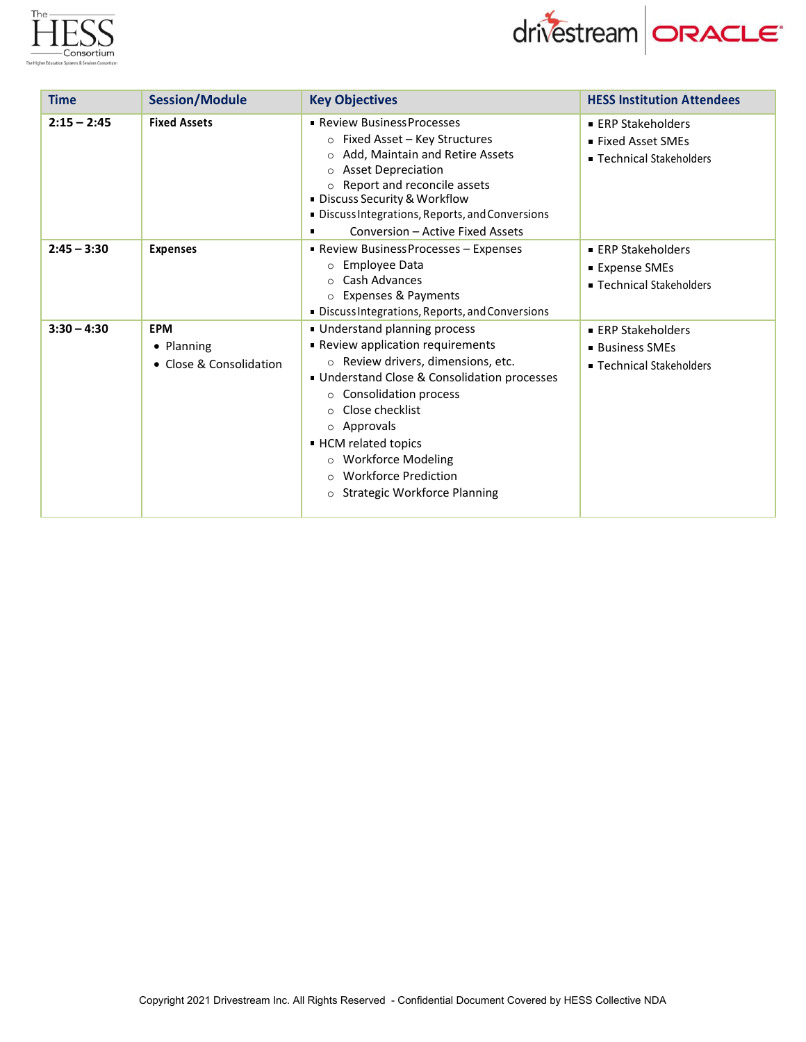| Time | Session/Module | Key Objectives | HESS Institution Attendees |
|---|---|---|---|
| **2:15 – 2:45** | **Fixed Assets** | ▪ Review Business Processes<br>○ Fixed Asset – Key Structures<br>○ Add, Maintain and Retire Assets<br>○ Asset Depreciation<br>○ Report and reconcile assets<br>▪ Discuss Security & Workflow<br>▪ Discuss Integrations, Reports, and Conversions<br>▪ Conversion – Active Fixed Assets | ▪ ERP Stakeholders<br>▪ Fixed Asset SMEs<br>▪ Technical Stakeholders |
| **2:45 – 3:30** | **Expenses** | ▪ Review Business Processes – Expenses<br>○ Employee Data<br>○ Cash Advances<br>○ Expenses & Payments<br>▪ Discuss Integrations, Reports, and Conversions | ▪ ERP Stakeholders<br>▪ Expense SMEs<br>▪ Technical Stakeholders |
| **3:30 – 4:30** | **EPM**<br>• Planning<br>• Close & Consolidation | ▪ Understand planning process<br>▪ Review application requirements<br>○ Review drivers, dimensions, etc.<br>▪ Understand Close & Consolidation processes<br>○ Consolidation process<br>○ Close checklist<br>○ Approvals<br>▪ HCM related topics<br>○ Workforce Modeling<br>○ Workforce Prediction<br>○ Strategic Workforce Planning | ▪ ERP Stakeholders<br>▪ Business SMEs<br>▪ Technical Stakeholders |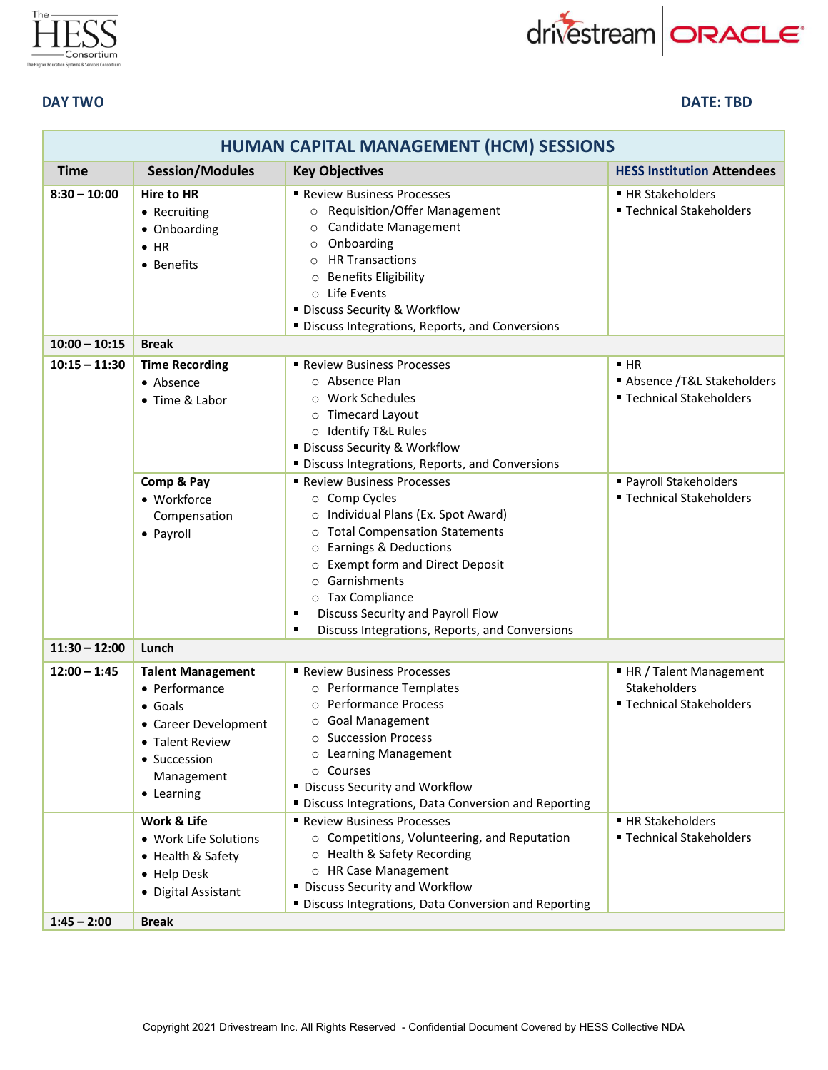**DAY TWO** **DATE: TBD**

| HUMAN CAPITAL MANAGEMENT (HCM) SESSIONS | | | |
|---|---|---|---|
| **Time** | **Session/Modules** | **Key Objectives** | **HESS Institution Attendees** |
| **8:30 – 10:00** | **Hire to HR**<br>• Recruiting<br>• Onboarding<br>• HR<br>• Benefits | ▪ Review Business Processes<br>○ Requisition/Offer Management<br>○ Candidate Management<br>○ Onboarding<br>○ HR Transactions<br>○ Benefits Eligibility<br>○ Life Events<br>▪ Discuss Security & Workflow<br>▪ Discuss Integrations, Reports, and Conversions | ▪ HR Stakeholders<br>▪ Technical Stakeholders |
| **10:00 – 10:15** | **Break** | | |
| **10:15 – 11:30** | **Time Recording**<br>• Absence<br>• Time & Labor | ▪ Review Business Processes<br>○ Absence Plan<br>○ Work Schedules<br>○ Timecard Layout<br>○ Identify T&L Rules<br>▪ Discuss Security & Workflow<br>▪ Discuss Integrations, Reports, and Conversions | ▪ HR<br>▪ Absence /T&L Stakeholders<br>▪ Technical Stakeholders |
| | **Comp & Pay**<br>• Workforce Compensation<br>• Payroll | ▪ Review Business Processes<br>○ Comp Cycles<br>○ Individual Plans (Ex. Spot Award)<br>○ Total Compensation Statements<br>○ Earnings & Deductions<br>○ Exempt form and Direct Deposit<br>○ Garnishments<br>○ Tax Compliance<br>▪ Discuss Security and Payroll Flow<br>▪ Discuss Integrations, Reports, and Conversions | ▪ Payroll Stakeholders<br>▪ Technical Stakeholders |
| **11:30 – 12:00** | **Lunch** | | |
| **12:00 – 1:45** | **Talent Management**<br>• Performance<br>• Goals<br>• Career Development<br>• Talent Review<br>• Succession Management<br>• Learning | ▪ Review Business Processes<br>○ Performance Templates<br>○ Performance Process<br>○ Goal Management<br>○ Succession Process<br>○ Learning Management<br>○ Courses<br>▪ Discuss Security and Workflow<br>▪ Discuss Integrations, Data Conversion and Reporting | ▪ HR / Talent Management Stakeholders<br>▪ Technical Stakeholders |
| | **Work & Life**<br>• Work Life Solutions<br>• Health & Safety<br>• Help Desk<br>• Digital Assistant | ▪ Review Business Processes<br>○ Competitions, Volunteering, and Reputation<br>○ Health & Safety Recording<br>○ HR Case Management<br>▪ Discuss Security and Workflow<br>▪ Discuss Integrations, Data Conversion and Reporting | ▪ HR Stakeholders<br>▪ Technical Stakeholders |
| **1:45 – 2:00** | **Break** | | |

Copyright 2021 Drivestream Inc. All Rights Reserved - Confidential Document Covered by HESS Collective NDA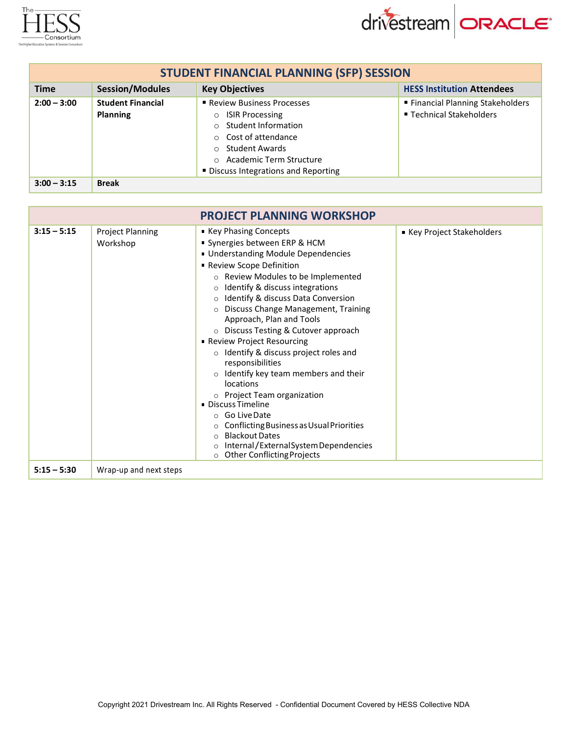| STUDENT FINANCIAL PLANNING (SFP) SESSION | | | |
|---|---|---|---|
| **Time** | **Session/Modules** | **Key Objectives** | **HESS Institution Attendees** |
| **2:00 – 3:00** | **Student Financial Planning** | ▪ Review Business Processes<br>○ ISIR Processing<br>○ Student Information<br>○ Cost of attendance<br>○ Student Awards<br>○ Academic Term Structure<br>▪ Discuss Integrations and Reporting | ▪ Financial Planning Stakeholders<br>▪ Technical Stakeholders |
| **3:00 – 3:15** | **Break** | | |

| PROJECT PLANNING WORKSHOP | | | |
|---|---|---|---|
| **3:15 – 5:15** | Project Planning Workshop | ▪ Key Phasing Concepts<br>▪ Synergies between ERP & HCM<br>▪ Understanding Module Dependencies<br>▪ Review Scope Definition<br>○ Review Modules to be Implemented<br>○ Identify & discuss integrations<br>○ Identify & discuss Data Conversion<br>○ Discuss Change Management, Training Approach, Plan and Tools<br>○ Discuss Testing & Cutover approach<br>▪ Review Project Resourcing<br>○ Identify & discuss project roles and responsibilities<br>○ Identify key team members and their locations<br>○ Project Team organization<br>▪ Discuss Timeline<br>○ Go Live Date<br>○ Conflicting Business as Usual Priorities<br>○ Blackout Dates<br>○ Internal/External System Dependencies<br>○ Other Conflicting Projects | ▪ Key Project Stakeholders |
| **5:15 – 5:30** | Wrap-up and next steps | | |

Copyright 2021 Drivestream Inc. All Rights Reserved - Confidential Document Covered by HESS Collective NDA